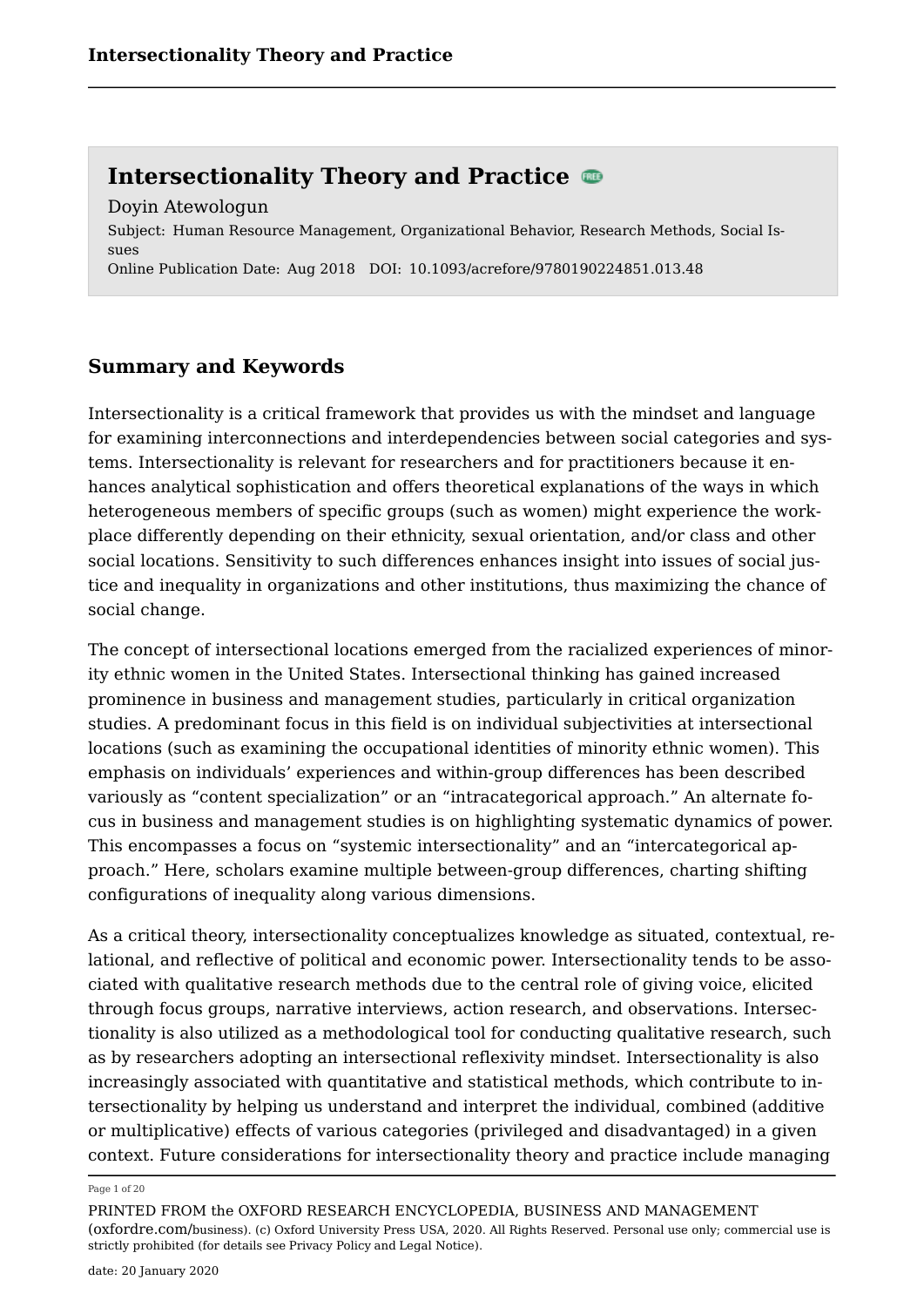# Intersectionality Theory and Practice

Doyin Atewologun

Subject: Human Resource Management, Organizational Behavior, Research Methods, Social Issues

Online Publication Date: Aug 2018 DOI: 10.1093/acrefore/9780190224851.013.48

## Summary and Keywords

Intersectionality is a critical framework that provides us with the mindset and language for examining interconnections and interdependencies between social categories and systems. Intersectionality is relevant for researchers and for practitioners because it enhances analytical sophistication and offers theoretical explanations of the ways in which heterogeneous members of specific groups (such as women) might experience the workplace differently depending on their ethnicity, sexual orientation, and/or class and other social locations. Sensitivity to such differences enhances insight into issues of social justice and inequality in organizations and other institutions, thus maximizing the chance of social change.

The concept of intersectional locations emerged from the racialized experiences of minority ethnic women in the United States. Intersectional thinking has gained increased prominence in business and management studies, particularly in critical organization studies. A predominant focus in this field is on individual subjectivities at intersectional locations (such as examining the occupational identities of minority ethnic women). This emphasis on individuals' experiences and within-group differences has been described variously as "content specialization" or an "intracategorical approach." An alternate focus in business and management studies is on highlighting systematic dynamics of power. This encompasses a focus on "systemic intersectionality" and an "intercategorical approach." Here, scholars examine multiple between-group differences, charting shifting configurations of inequality along various dimensions.

As a critical theory, intersectionality conceptualizes knowledge as situated, contextual, relational, and reflective of political and economic power. Intersectionality tends to be associated with qualitative research methods due to the central role of giving voice, elicited through focus groups, narrative interviews, action research, and observations. Intersectionality is also utilized as a methodological tool for conducting qualitative research, such as by researchers adopting an intersectional reflexivity mindset. Intersectionality is also increasingly associated with quantitative and statistical methods, which contribute to intersectionality by helping us understand and interpret the individual, combined (additive or multiplicative) effects of various categories (privileged and disadvantaged) in a given context. Future considerations for intersectionality theory and practice include managing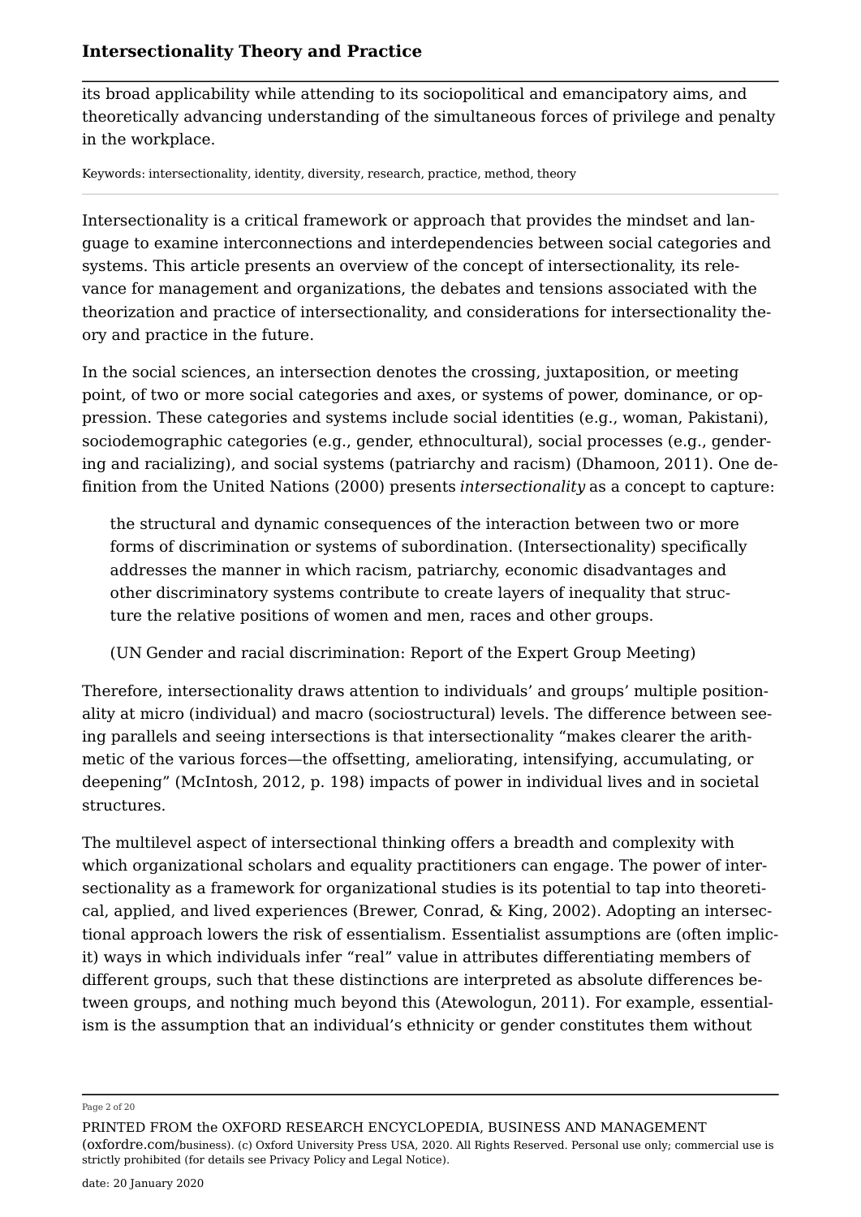its broad applicability while attending to its sociopolitical and emancipatory aims, and theoretically advancing understanding of the simultaneous forces of privilege and penalty in the workplace.

Keywords: intersectionality, identity, diversity, research, practice, method, theory

---

Intersectionality is a critical framework or approach that provides the mindset and language to examine interconnections and interdependencies between social categories and systems. This article presents an overview of the concept of intersectionality, its relevance for management and organizations, the debates and tensions associated with the theorization and practice of intersectionality, and considerations for intersectionality theory and practice in the future.

In the social sciences, an intersection denotes the crossing, juxtaposition, or meeting point, of two or more social categories and axes, or systems of power, dominance, or oppression. These categories and systems include social identities (e.g., woman, Pakistani), sociodemographic categories (e.g., gender, ethnocultural), social processes (e.g., gendering and racializing), and social systems (patriarchy and racism) (Dhamoon, 2011). One definition from the United Nations (2000) presents *intersectionality* as a concept to capture:

> the structural and dynamic consequences of the interaction between two or more forms of discrimination or systems of subordination. (Intersectionality) specifically addresses the manner in which racism, patriarchy, economic disadvantages and other discriminatory systems contribute to create layers of inequality that structure the relative positions of women and men, races and other groups.
>
> (UN Gender and racial discrimination: Report of the Expert Group Meeting)

Therefore, intersectionality draws attention to individuals' and groups' multiple positionality at micro (individual) and macro (sociostructural) levels. The difference between seeing parallels and seeing intersections is that intersectionality "makes clearer the arithmetic of the various forces—the offsetting, ameliorating, intensifying, accumulating, or deepening" (McIntosh, 2012, p. 198) impacts of power in individual lives and in societal structures.

The multilevel aspect of intersectional thinking offers a breadth and complexity with which organizational scholars and equality practitioners can engage. The power of intersectionality as a framework for organizational studies is its potential to tap into theoretical, applied, and lived experiences (Brewer, Conrad, & King, 2002). Adopting an intersectional approach lowers the risk of essentialism. Essentialist assumptions are (often implicit) ways in which individuals infer "real" value in attributes differentiating members of different groups, such that these distinctions are interpreted as absolute differences between groups, and nothing much beyond this (Atewologun, 2011). For example, essentialism is the assumption that an individual's ethnicity or gender constitutes them without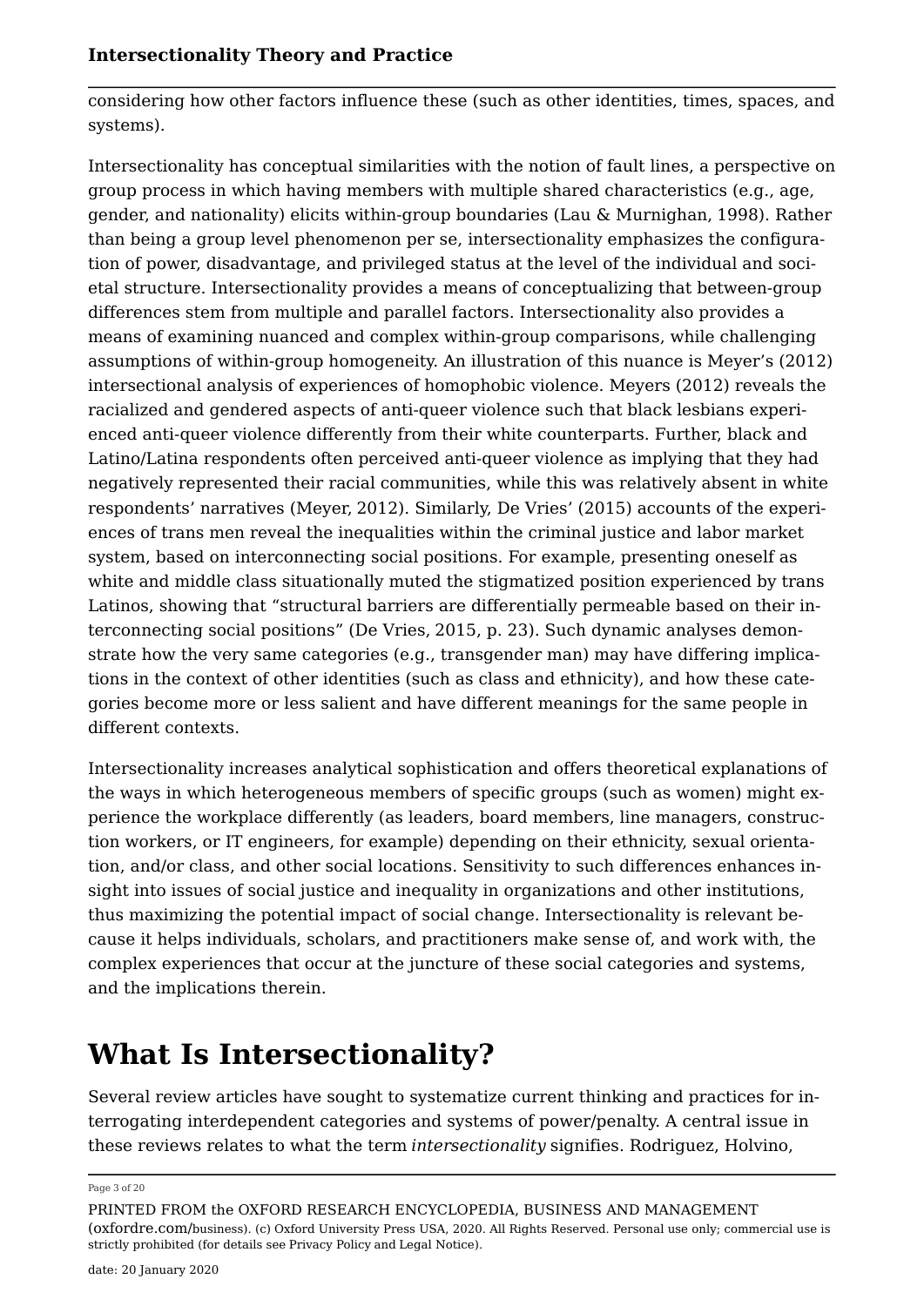considering how other factors influence these (such as other identities, times, spaces, and systems).

Intersectionality has conceptual similarities with the notion of fault lines, a perspective on group process in which having members with multiple shared characteristics (e.g., age, gender, and nationality) elicits within-group boundaries (Lau & Murnighan, 1998). Rather than being a group level phenomenon per se, intersectionality emphasizes the configuration of power, disadvantage, and privileged status at the level of the individual and societal structure. Intersectionality provides a means of conceptualizing that between-group differences stem from multiple and parallel factors. Intersectionality also provides a means of examining nuanced and complex within-group comparisons, while challenging assumptions of within-group homogeneity. An illustration of this nuance is Meyer's (2012) intersectional analysis of experiences of homophobic violence. Meyers (2012) reveals the racialized and gendered aspects of anti-queer violence such that black lesbians experienced anti-queer violence differently from their white counterparts. Further, black and Latino/Latina respondents often perceived anti-queer violence as implying that they had negatively represented their racial communities, while this was relatively absent in white respondents' narratives (Meyer, 2012). Similarly, De Vries' (2015) accounts of the experiences of trans men reveal the inequalities within the criminal justice and labor market system, based on interconnecting social positions. For example, presenting oneself as white and middle class situationally muted the stigmatized position experienced by trans Latinos, showing that "structural barriers are differentially permeable based on their interconnecting social positions" (De Vries, 2015, p. 23). Such dynamic analyses demonstrate how the very same categories (e.g., transgender man) may have differing implications in the context of other identities (such as class and ethnicity), and how these categories become more or less salient and have different meanings for the same people in different contexts.

Intersectionality increases analytical sophistication and offers theoretical explanations of the ways in which heterogeneous members of specific groups (such as women) might experience the workplace differently (as leaders, board members, line managers, construction workers, or IT engineers, for example) depending on their ethnicity, sexual orientation, and/or class, and other social locations. Sensitivity to such differences enhances insight into issues of social justice and inequality in organizations and other institutions, thus maximizing the potential impact of social change. Intersectionality is relevant because it helps individuals, scholars, and practitioners make sense of, and work with, the complex experiences that occur at the juncture of these social categories and systems, and the implications therein.

# What Is Intersectionality?

Several review articles have sought to systematize current thinking and practices for interrogating interdependent categories and systems of power/penalty. A central issue in these reviews relates to what the term *intersectionality* signifies. Rodriguez, Holvino,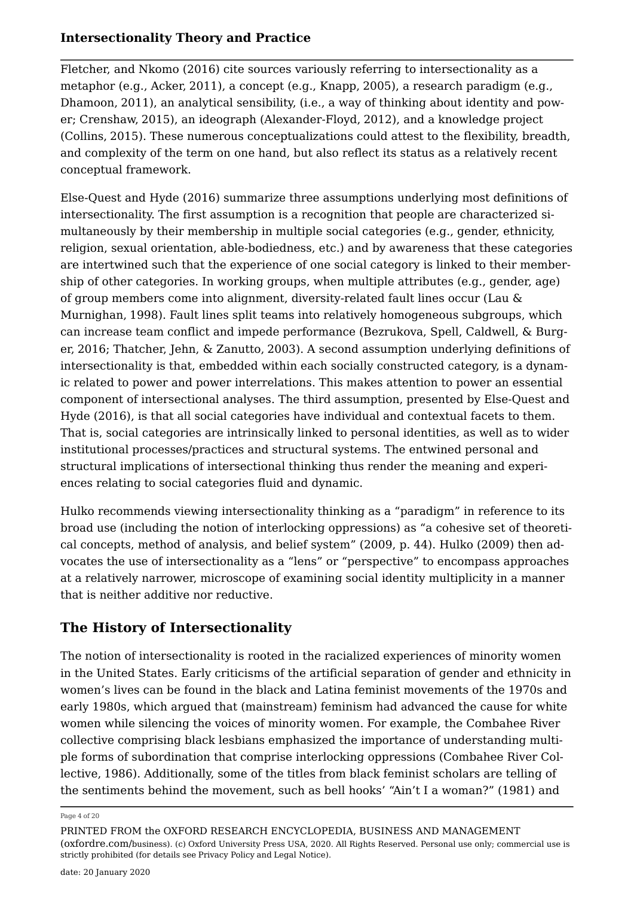Fletcher, and Nkomo (2016) cite sources variously referring to intersectionality as a metaphor (e.g., Acker, 2011), a concept (e.g., Knapp, 2005), a research paradigm (e.g., Dhamoon, 2011), an analytical sensibility, (i.e., a way of thinking about identity and power; Crenshaw, 2015), an ideograph (Alexander-Floyd, 2012), and a knowledge project (Collins, 2015). These numerous conceptualizations could attest to the flexibility, breadth, and complexity of the term on one hand, but also reflect its status as a relatively recent conceptual framework.

Else-Quest and Hyde (2016) summarize three assumptions underlying most definitions of intersectionality. The first assumption is a recognition that people are characterized simultaneously by their membership in multiple social categories (e.g., gender, ethnicity, religion, sexual orientation, able-bodiedness, etc.) and by awareness that these categories are intertwined such that the experience of one social category is linked to their membership of other categories. In working groups, when multiple attributes (e.g., gender, age) of group members come into alignment, diversity-related fault lines occur (Lau & Murnighan, 1998). Fault lines split teams into relatively homogeneous subgroups, which can increase team conflict and impede performance (Bezrukova, Spell, Caldwell, & Burger, 2016; Thatcher, Jehn, & Zanutto, 2003). A second assumption underlying definitions of intersectionality is that, embedded within each socially constructed category, is a dynamic related to power and power interrelations. This makes attention to power an essential component of intersectional analyses. The third assumption, presented by Else-Quest and Hyde (2016), is that all social categories have individual and contextual facets to them. That is, social categories are intrinsically linked to personal identities, as well as to wider institutional processes/practices and structural systems. The entwined personal and structural implications of intersectional thinking thus render the meaning and experiences relating to social categories fluid and dynamic.

Hulko recommends viewing intersectionality thinking as a "paradigm" in reference to its broad use (including the notion of interlocking oppressions) as "a cohesive set of theoretical concepts, method of analysis, and belief system" (2009, p. 44). Hulko (2009) then advocates the use of intersectionality as a "lens" or "perspective" to encompass approaches at a relatively narrower, microscope of examining social identity multiplicity in a manner that is neither additive nor reductive.

## The History of Intersectionality

The notion of intersectionality is rooted in the racialized experiences of minority women in the United States. Early criticisms of the artificial separation of gender and ethnicity in women's lives can be found in the black and Latina feminist movements of the 1970s and early 1980s, which argued that (mainstream) feminism had advanced the cause for white women while silencing the voices of minority women. For example, the Combahee River collective comprising black lesbians emphasized the importance of understanding multiple forms of subordination that comprise interlocking oppressions (Combahee River Collective, 1986). Additionally, some of the titles from black feminist scholars are telling of the sentiments behind the movement, such as bell hooks' "Ain't I a woman?" (1981) and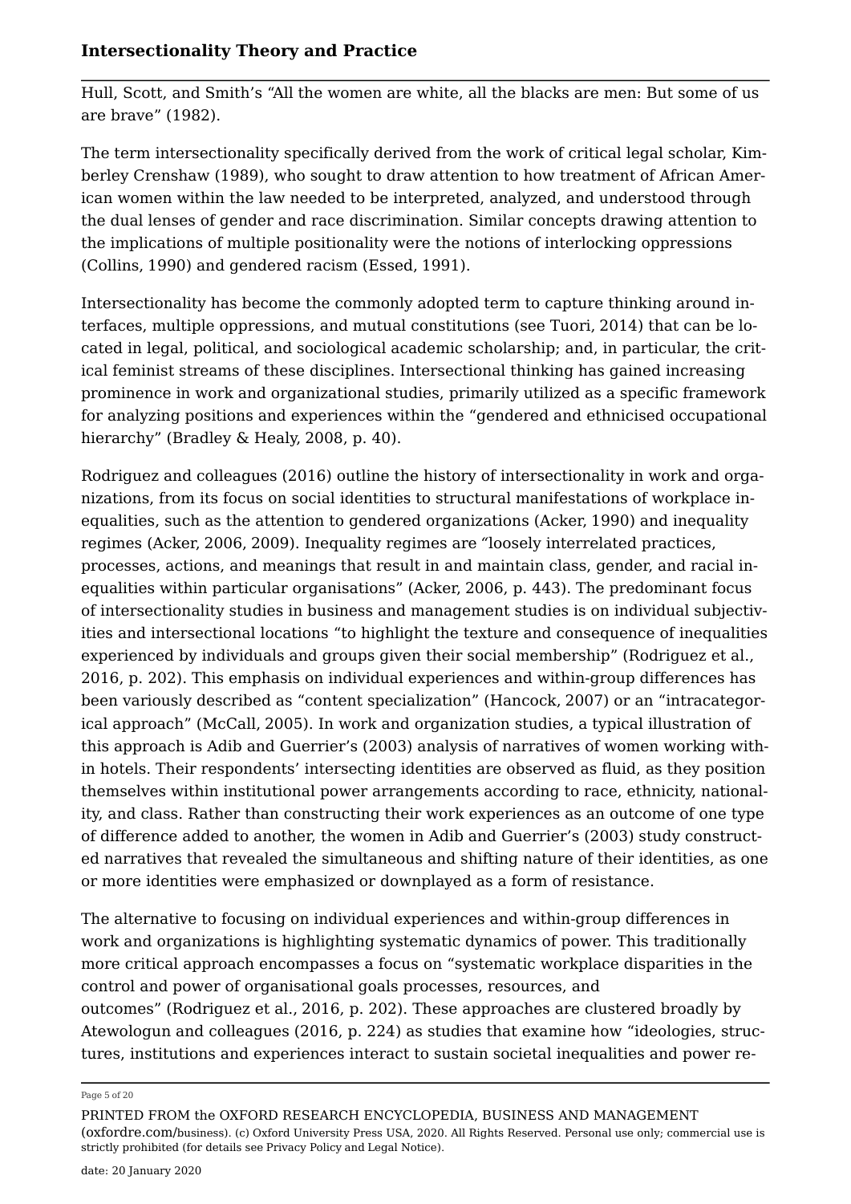Hull, Scott, and Smith's "All the women are white, all the blacks are men: But some of us are brave" (1982).

The term intersectionality specifically derived from the work of critical legal scholar, Kimberley Crenshaw (1989), who sought to draw attention to how treatment of African American women within the law needed to be interpreted, analyzed, and understood through the dual lenses of gender and race discrimination. Similar concepts drawing attention to the implications of multiple positionality were the notions of interlocking oppressions (Collins, 1990) and gendered racism (Essed, 1991).

Intersectionality has become the commonly adopted term to capture thinking around interfaces, multiple oppressions, and mutual constitutions (see Tuori, 2014) that can be located in legal, political, and sociological academic scholarship; and, in particular, the critical feminist streams of these disciplines. Intersectional thinking has gained increasing prominence in work and organizational studies, primarily utilized as a specific framework for analyzing positions and experiences within the "gendered and ethnicised occupational hierarchy" (Bradley & Healy, 2008, p. 40).

Rodriguez and colleagues (2016) outline the history of intersectionality in work and organizations, from its focus on social identities to structural manifestations of workplace inequalities, such as the attention to gendered organizations (Acker, 1990) and inequality regimes (Acker, 2006, 2009). Inequality regimes are "loosely interrelated practices, processes, actions, and meanings that result in and maintain class, gender, and racial inequalities within particular organisations" (Acker, 2006, p. 443). The predominant focus of intersectionality studies in business and management studies is on individual subjectivities and intersectional locations "to highlight the texture and consequence of inequalities experienced by individuals and groups given their social membership" (Rodriguez et al., 2016, p. 202). This emphasis on individual experiences and within-group differences has been variously described as "content specialization" (Hancock, 2007) or an "intracategorical approach" (McCall, 2005). In work and organization studies, a typical illustration of this approach is Adib and Guerrier's (2003) analysis of narratives of women working within hotels. Their respondents' intersecting identities are observed as fluid, as they position themselves within institutional power arrangements according to race, ethnicity, nationality, and class. Rather than constructing their work experiences as an outcome of one type of difference added to another, the women in Adib and Guerrier's (2003) study constructed narratives that revealed the simultaneous and shifting nature of their identities, as one or more identities were emphasized or downplayed as a form of resistance.

The alternative to focusing on individual experiences and within-group differences in work and organizations is highlighting systematic dynamics of power. This traditionally more critical approach encompasses a focus on "systematic workplace disparities in the control and power of organisational goals processes, resources, and outcomes" (Rodriguez et al., 2016, p. 202). These approaches are clustered broadly by Atewologun and colleagues (2016, p. 224) as studies that examine how "ideologies, structures, institutions and experiences interact to sustain societal inequalities and power re-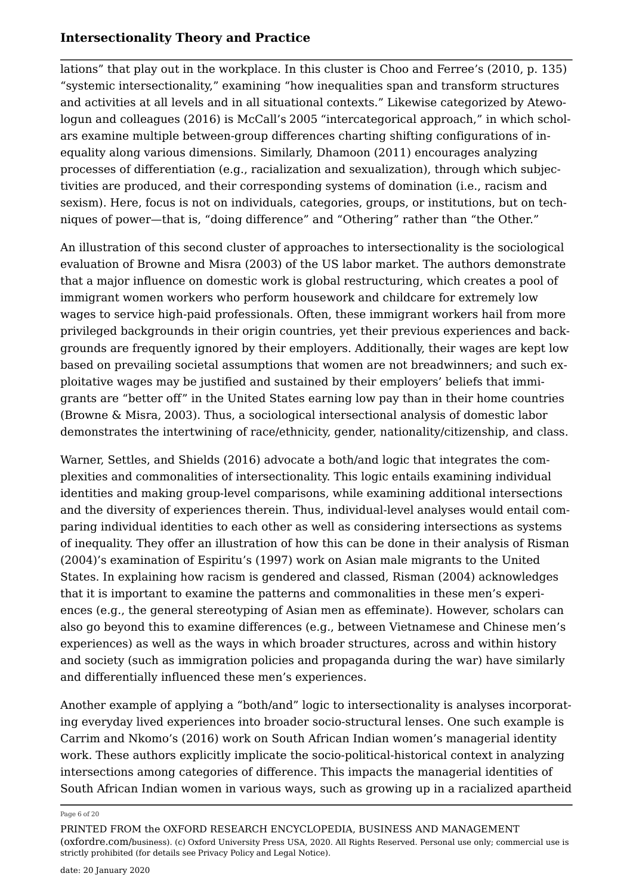lations" that play out in the workplace. In this cluster is Choo and Ferree's (2010, p. 135) "systemic intersectionality," examining "how inequalities span and transform structures and activities at all levels and in all situational contexts." Likewise categorized by Atewologun and colleagues (2016) is McCall's 2005 "intercategorical approach," in which scholars examine multiple between-group differences charting shifting configurations of inequality along various dimensions. Similarly, Dhamoon (2011) encourages analyzing processes of differentiation (e.g., racialization and sexualization), through which subjectivities are produced, and their corresponding systems of domination (i.e., racism and sexism). Here, focus is not on individuals, categories, groups, or institutions, but on techniques of power—that is, "doing difference" and "Othering" rather than "the Other."

An illustration of this second cluster of approaches to intersectionality is the sociological evaluation of Browne and Misra (2003) of the US labor market. The authors demonstrate that a major influence on domestic work is global restructuring, which creates a pool of immigrant women workers who perform housework and childcare for extremely low wages to service high-paid professionals. Often, these immigrant workers hail from more privileged backgrounds in their origin countries, yet their previous experiences and backgrounds are frequently ignored by their employers. Additionally, their wages are kept low based on prevailing societal assumptions that women are not breadwinners; and such exploitative wages may be justified and sustained by their employers' beliefs that immigrants are "better off" in the United States earning low pay than in their home countries (Browne & Misra, 2003). Thus, a sociological intersectional analysis of domestic labor demonstrates the intertwining of race/ethnicity, gender, nationality/citizenship, and class.

Warner, Settles, and Shields (2016) advocate a both/and logic that integrates the complexities and commonalities of intersectionality. This logic entails examining individual identities and making group-level comparisons, while examining additional intersections and the diversity of experiences therein. Thus, individual-level analyses would entail comparing individual identities to each other as well as considering intersections as systems of inequality. They offer an illustration of how this can be done in their analysis of Risman (2004)'s examination of Espiritu's (1997) work on Asian male migrants to the United States. In explaining how racism is gendered and classed, Risman (2004) acknowledges that it is important to examine the patterns and commonalities in these men's experiences (e.g., the general stereotyping of Asian men as effeminate). However, scholars can also go beyond this to examine differences (e.g., between Vietnamese and Chinese men's experiences) as well as the ways in which broader structures, across and within history and society (such as immigration policies and propaganda during the war) have similarly and differentially influenced these men's experiences.

Another example of applying a "both/and" logic to intersectionality is analyses incorporating everyday lived experiences into broader socio-structural lenses. One such example is Carrim and Nkomo's (2016) work on South African Indian women's managerial identity work. These authors explicitly implicate the socio-political-historical context in analyzing intersections among categories of difference. This impacts the managerial identities of South African Indian women in various ways, such as growing up in a racialized apartheid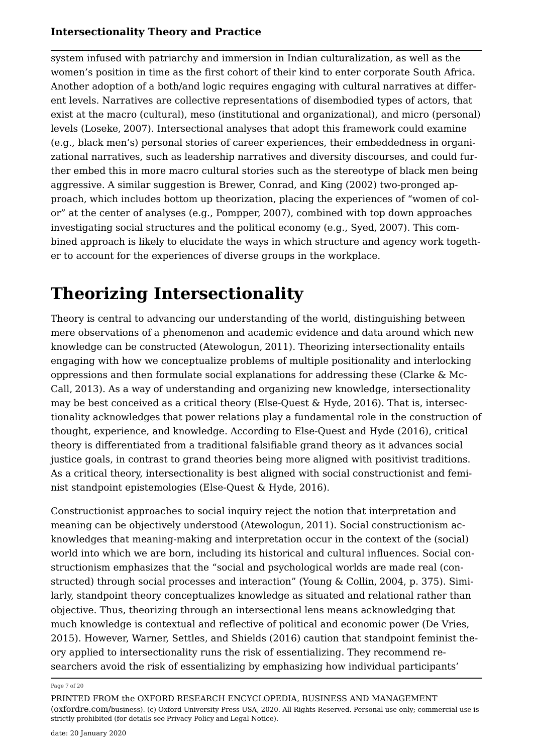system infused with patriarchy and immersion in Indian culturalization, as well as the women's position in time as the first cohort of their kind to enter corporate South Africa. Another adoption of a both/and logic requires engaging with cultural narratives at different levels. Narratives are collective representations of disembodied types of actors, that exist at the macro (cultural), meso (institutional and organizational), and micro (personal) levels (Loseke, 2007). Intersectional analyses that adopt this framework could examine (e.g., black men's) personal stories of career experiences, their embeddedness in organizational narratives, such as leadership narratives and diversity discourses, and could further embed this in more macro cultural stories such as the stereotype of black men being aggressive. A similar suggestion is Brewer, Conrad, and King (2002) two-pronged approach, which includes bottom up theorization, placing the experiences of "women of color" at the center of analyses (e.g., Pompper, 2007), combined with top down approaches investigating social structures and the political economy (e.g., Syed, 2007). This combined approach is likely to elucidate the ways in which structure and agency work together to account for the experiences of diverse groups in the workplace.

# Theorizing Intersectionality

Theory is central to advancing our understanding of the world, distinguishing between mere observations of a phenomenon and academic evidence and data around which new knowledge can be constructed (Atewologun, 2011). Theorizing intersectionality entails engaging with how we conceptualize problems of multiple positionality and interlocking oppressions and then formulate social explanations for addressing these (Clarke & McCall, 2013). As a way of understanding and organizing new knowledge, intersectionality may be best conceived as a critical theory (Else-Quest & Hyde, 2016). That is, intersectionality acknowledges that power relations play a fundamental role in the construction of thought, experience, and knowledge. According to Else-Quest and Hyde (2016), critical theory is differentiated from a traditional falsifiable grand theory as it advances social justice goals, in contrast to grand theories being more aligned with positivist traditions. As a critical theory, intersectionality is best aligned with social constructionist and feminist standpoint epistemologies (Else-Quest & Hyde, 2016).

Constructionist approaches to social inquiry reject the notion that interpretation and meaning can be objectively understood (Atewologun, 2011). Social constructionism acknowledges that meaning-making and interpretation occur in the context of the (social) world into which we are born, including its historical and cultural influences. Social constructionism emphasizes that the "social and psychological worlds are made real (constructed) through social processes and interaction" (Young & Collin, 2004, p. 375). Similarly, standpoint theory conceptualizes knowledge as situated and relational rather than objective. Thus, theorizing through an intersectional lens means acknowledging that much knowledge is contextual and reflective of political and economic power (De Vries, 2015). However, Warner, Settles, and Shields (2016) caution that standpoint feminist theory applied to intersectionality runs the risk of essentializing. They recommend researchers avoid the risk of essentializing by emphasizing how individual participants'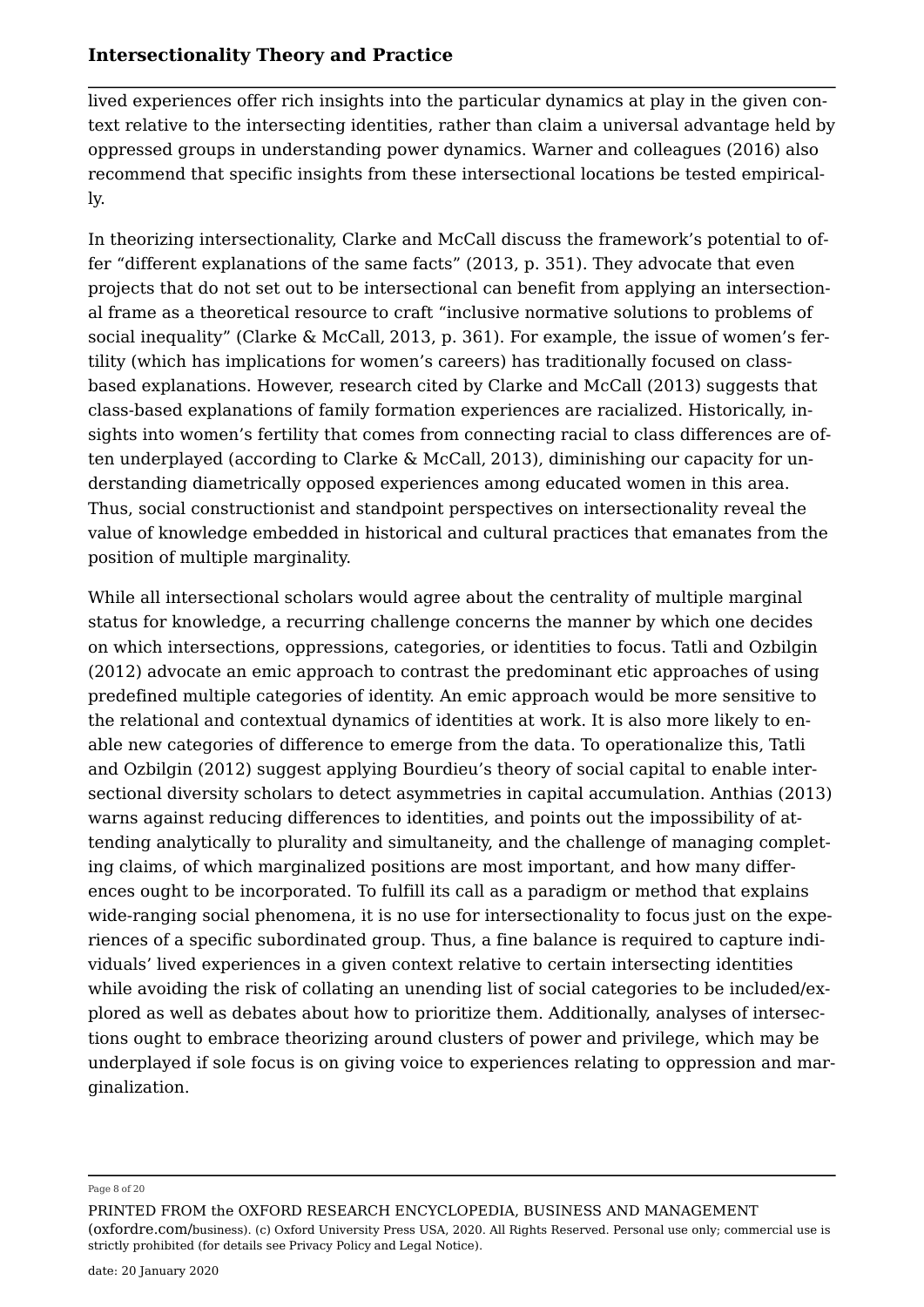lived experiences offer rich insights into the particular dynamics at play in the given context relative to the intersecting identities, rather than claim a universal advantage held by oppressed groups in understanding power dynamics. Warner and colleagues (2016) also recommend that specific insights from these intersectional locations be tested empirically.

In theorizing intersectionality, Clarke and McCall discuss the framework's potential to offer "different explanations of the same facts" (2013, p. 351). They advocate that even projects that do not set out to be intersectional can benefit from applying an intersectional frame as a theoretical resource to craft "inclusive normative solutions to problems of social inequality" (Clarke & McCall, 2013, p. 361). For example, the issue of women's fertility (which has implications for women's careers) has traditionally focused on class-based explanations. However, research cited by Clarke and McCall (2013) suggests that class-based explanations of family formation experiences are racialized. Historically, insights into women's fertility that comes from connecting racial to class differences are often underplayed (according to Clarke & McCall, 2013), diminishing our capacity for understanding diametrically opposed experiences among educated women in this area. Thus, social constructionist and standpoint perspectives on intersectionality reveal the value of knowledge embedded in historical and cultural practices that emanates from the position of multiple marginality.

While all intersectional scholars would agree about the centrality of multiple marginal status for knowledge, a recurring challenge concerns the manner by which one decides on which intersections, oppressions, categories, or identities to focus. Tatli and Ozbilgin (2012) advocate an emic approach to contrast the predominant etic approaches of using predefined multiple categories of identity. An emic approach would be more sensitive to the relational and contextual dynamics of identities at work. It is also more likely to enable new categories of difference to emerge from the data. To operationalize this, Tatli and Ozbilgin (2012) suggest applying Bourdieu's theory of social capital to enable intersectional diversity scholars to detect asymmetries in capital accumulation. Anthias (2013) warns against reducing differences to identities, and points out the impossibility of attending analytically to plurality and simultaneity, and the challenge of managing completing claims, of which marginalized positions are most important, and how many differences ought to be incorporated. To fulfill its call as a paradigm or method that explains wide-ranging social phenomena, it is no use for intersectionality to focus just on the experiences of a specific subordinated group. Thus, a fine balance is required to capture individuals' lived experiences in a given context relative to certain intersecting identities while avoiding the risk of collating an unending list of social categories to be included/explored as well as debates about how to prioritize them. Additionally, analyses of intersections ought to embrace theorizing around clusters of power and privilege, which may be underplayed if sole focus is on giving voice to experiences relating to oppression and marginalization.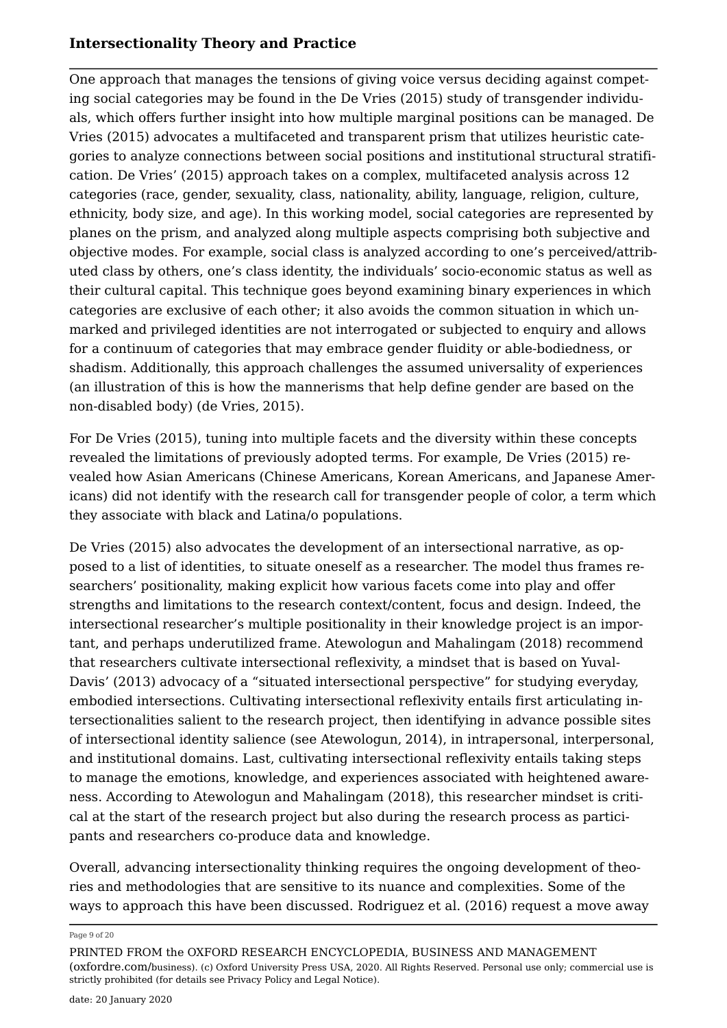One approach that manages the tensions of giving voice versus deciding against competing social categories may be found in the De Vries (2015) study of transgender individuals, which offers further insight into how multiple marginal positions can be managed. De Vries (2015) advocates a multifaceted and transparent prism that utilizes heuristic categories to analyze connections between social positions and institutional structural stratification. De Vries' (2015) approach takes on a complex, multifaceted analysis across 12 categories (race, gender, sexuality, class, nationality, ability, language, religion, culture, ethnicity, body size, and age). In this working model, social categories are represented by planes on the prism, and analyzed along multiple aspects comprising both subjective and objective modes. For example, social class is analyzed according to one's perceived/attributed class by others, one's class identity, the individuals' socio-economic status as well as their cultural capital. This technique goes beyond examining binary experiences in which categories are exclusive of each other; it also avoids the common situation in which unmarked and privileged identities are not interrogated or subjected to enquiry and allows for a continuum of categories that may embrace gender fluidity or able-bodiedness, or shadism. Additionally, this approach challenges the assumed universality of experiences (an illustration of this is how the mannerisms that help define gender are based on the non-disabled body) (de Vries, 2015).

For De Vries (2015), tuning into multiple facets and the diversity within these concepts revealed the limitations of previously adopted terms. For example, De Vries (2015) revealed how Asian Americans (Chinese Americans, Korean Americans, and Japanese Americans) did not identify with the research call for transgender people of color, a term which they associate with black and Latina/o populations.

De Vries (2015) also advocates the development of an intersectional narrative, as opposed to a list of identities, to situate oneself as a researcher. The model thus frames researchers' positionality, making explicit how various facets come into play and offer strengths and limitations to the research context/content, focus and design. Indeed, the intersectional researcher's multiple positionality in their knowledge project is an important, and perhaps underutilized frame. Atewologun and Mahalingam (2018) recommend that researchers cultivate intersectional reflexivity, a mindset that is based on Yuval-Davis' (2013) advocacy of a "situated intersectional perspective" for studying everyday, embodied intersections. Cultivating intersectional reflexivity entails first articulating intersectionalities salient to the research project, then identifying in advance possible sites of intersectional identity salience (see Atewologun, 2014), in intrapersonal, interpersonal, and institutional domains. Last, cultivating intersectional reflexivity entails taking steps to manage the emotions, knowledge, and experiences associated with heightened awareness. According to Atewologun and Mahalingam (2018), this researcher mindset is critical at the start of the research project but also during the research process as participants and researchers co-produce data and knowledge.

Overall, advancing intersectionality thinking requires the ongoing development of theories and methodologies that are sensitive to its nuance and complexities. Some of the ways to approach this have been discussed. Rodriguez et al. (2016) request a move away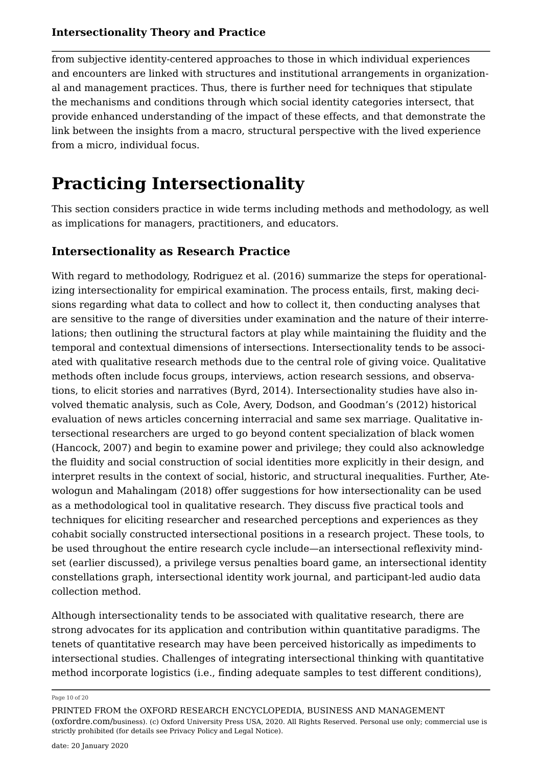from subjective identity-centered approaches to those in which individual experiences and encounters are linked with structures and institutional arrangements in organizational and management practices. Thus, there is further need for techniques that stipulate the mechanisms and conditions through which social identity categories intersect, that provide enhanced understanding of the impact of these effects, and that demonstrate the link between the insights from a macro, structural perspective with the lived experience from a micro, individual focus.

# Practicing Intersectionality

This section considers practice in wide terms including methods and methodology, as well as implications for managers, practitioners, and educators.

## Intersectionality as Research Practice

With regard to methodology, Rodriguez et al. (2016) summarize the steps for operationalizing intersectionality for empirical examination. The process entails, first, making decisions regarding what data to collect and how to collect it, then conducting analyses that are sensitive to the range of diversities under examination and the nature of their interrelations; then outlining the structural factors at play while maintaining the fluidity and the temporal and contextual dimensions of intersections. Intersectionality tends to be associated with qualitative research methods due to the central role of giving voice. Qualitative methods often include focus groups, interviews, action research sessions, and observations, to elicit stories and narratives (Byrd, 2014). Intersectionality studies have also involved thematic analysis, such as Cole, Avery, Dodson, and Goodman's (2012) historical evaluation of news articles concerning interracial and same sex marriage. Qualitative intersectional researchers are urged to go beyond content specialization of black women (Hancock, 2007) and begin to examine power and privilege; they could also acknowledge the fluidity and social construction of social identities more explicitly in their design, and interpret results in the context of social, historic, and structural inequalities. Further, Atewologun and Mahalingam (2018) offer suggestions for how intersectionality can be used as a methodological tool in qualitative research. They discuss five practical tools and techniques for eliciting researcher and researched perceptions and experiences as they cohabit socially constructed intersectional positions in a research project. These tools, to be used throughout the entire research cycle include—an intersectional reflexivity mindset (earlier discussed), a privilege versus penalties board game, an intersectional identity constellations graph, intersectional identity work journal, and participant-led audio data collection method.

Although intersectionality tends to be associated with qualitative research, there are strong advocates for its application and contribution within quantitative paradigms. The tenets of quantitative research may have been perceived historically as impediments to intersectional studies. Challenges of integrating intersectional thinking with quantitative method incorporate logistics (i.e., finding adequate samples to test different conditions),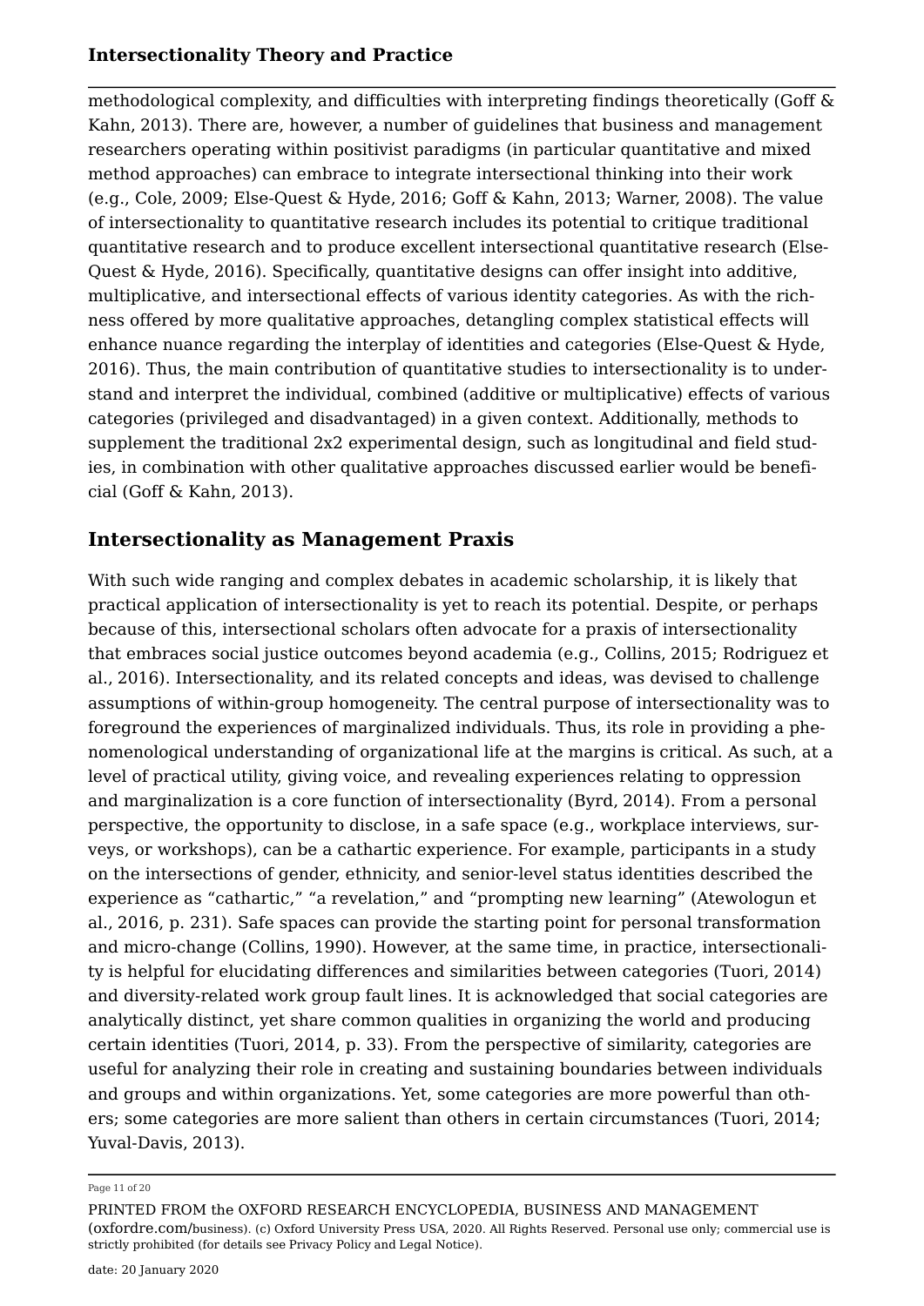methodological complexity, and difficulties with interpreting findings theoretically (Goff & Kahn, 2013). There are, however, a number of guidelines that business and management researchers operating within positivist paradigms (in particular quantitative and mixed method approaches) can embrace to integrate intersectional thinking into their work (e.g., Cole, 2009; Else-Quest & Hyde, 2016; Goff & Kahn, 2013; Warner, 2008). The value of intersectionality to quantitative research includes its potential to critique traditional quantitative research and to produce excellent intersectional quantitative research (Else-Quest & Hyde, 2016). Specifically, quantitative designs can offer insight into additive, multiplicative, and intersectional effects of various identity categories. As with the richness offered by more qualitative approaches, detangling complex statistical effects will enhance nuance regarding the interplay of identities and categories (Else-Quest & Hyde, 2016). Thus, the main contribution of quantitative studies to intersectionality is to understand and interpret the individual, combined (additive or multiplicative) effects of various categories (privileged and disadvantaged) in a given context. Additionally, methods to supplement the traditional 2x2 experimental design, such as longitudinal and field studies, in combination with other qualitative approaches discussed earlier would be beneficial (Goff & Kahn, 2013).

## Intersectionality as Management Praxis

With such wide ranging and complex debates in academic scholarship, it is likely that practical application of intersectionality is yet to reach its potential. Despite, or perhaps because of this, intersectional scholars often advocate for a praxis of intersectionality that embraces social justice outcomes beyond academia (e.g., Collins, 2015; Rodriguez et al., 2016). Intersectionality, and its related concepts and ideas, was devised to challenge assumptions of within-group homogeneity. The central purpose of intersectionality was to foreground the experiences of marginalized individuals. Thus, its role in providing a phenomenological understanding of organizational life at the margins is critical. As such, at a level of practical utility, giving voice, and revealing experiences relating to oppression and marginalization is a core function of intersectionality (Byrd, 2014). From a personal perspective, the opportunity to disclose, in a safe space (e.g., workplace interviews, surveys, or workshops), can be a cathartic experience. For example, participants in a study on the intersections of gender, ethnicity, and senior-level status identities described the experience as "cathartic," "a revelation," and "prompting new learning" (Atewologun et al., 2016, p. 231). Safe spaces can provide the starting point for personal transformation and micro-change (Collins, 1990). However, at the same time, in practice, intersectionality is helpful for elucidating differences and similarities between categories (Tuori, 2014) and diversity-related work group fault lines. It is acknowledged that social categories are analytically distinct, yet share common qualities in organizing the world and producing certain identities (Tuori, 2014, p. 33). From the perspective of similarity, categories are useful for analyzing their role in creating and sustaining boundaries between individuals and groups and within organizations. Yet, some categories are more powerful than others; some categories are more salient than others in certain circumstances (Tuori, 2014; Yuval-Davis, 2013).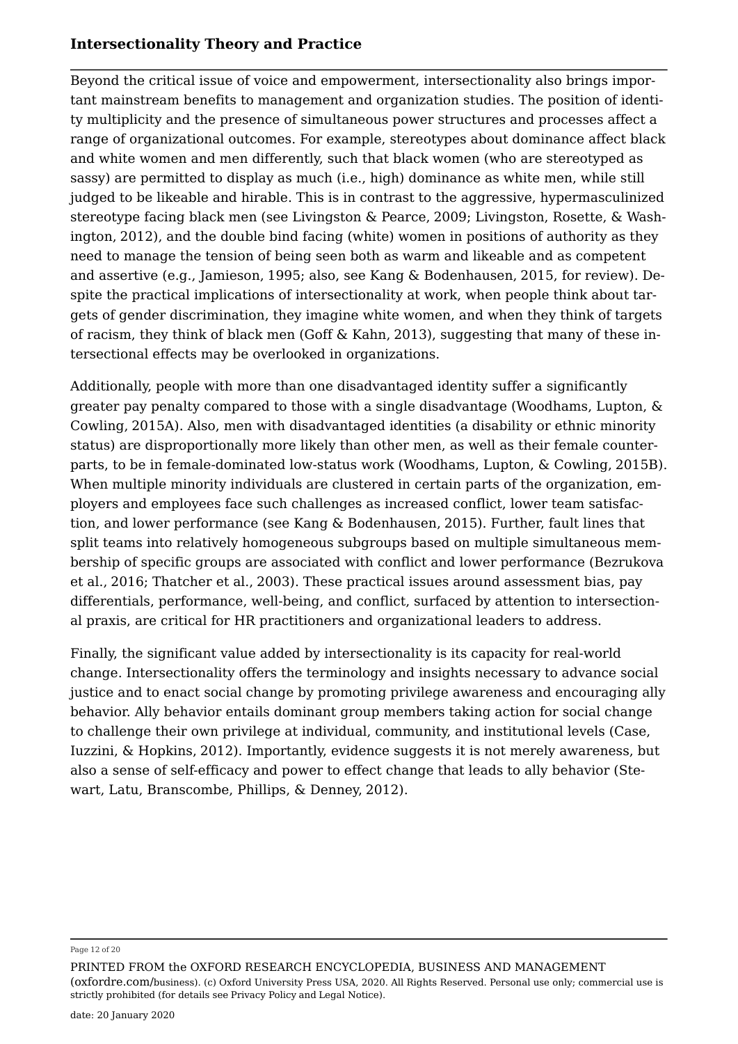Beyond the critical issue of voice and empowerment, intersectionality also brings important mainstream benefits to management and organization studies. The position of identity multiplicity and the presence of simultaneous power structures and processes affect a range of organizational outcomes. For example, stereotypes about dominance affect black and white women and men differently, such that black women (who are stereotyped as sassy) are permitted to display as much (i.e., high) dominance as white men, while still judged to be likeable and hirable. This is in contrast to the aggressive, hypermasculinized stereotype facing black men (see Livingston & Pearce, 2009; Livingston, Rosette, & Washington, 2012), and the double bind facing (white) women in positions of authority as they need to manage the tension of being seen both as warm and likeable and as competent and assertive (e.g., Jamieson, 1995; also, see Kang & Bodenhausen, 2015, for review). Despite the practical implications of intersectionality at work, when people think about targets of gender discrimination, they imagine white women, and when they think of targets of racism, they think of black men (Goff & Kahn, 2013), suggesting that many of these intersectional effects may be overlooked in organizations.

Additionally, people with more than one disadvantaged identity suffer a significantly greater pay penalty compared to those with a single disadvantage (Woodhams, Lupton, & Cowling, 2015A). Also, men with disadvantaged identities (a disability or ethnic minority status) are disproportionally more likely than other men, as well as their female counterparts, to be in female-dominated low-status work (Woodhams, Lupton, & Cowling, 2015B). When multiple minority individuals are clustered in certain parts of the organization, employers and employees face such challenges as increased conflict, lower team satisfaction, and lower performance (see Kang & Bodenhausen, 2015). Further, fault lines that split teams into relatively homogeneous subgroups based on multiple simultaneous membership of specific groups are associated with conflict and lower performance (Bezrukova et al., 2016; Thatcher et al., 2003). These practical issues around assessment bias, pay differentials, performance, well-being, and conflict, surfaced by attention to intersectional praxis, are critical for HR practitioners and organizational leaders to address.

Finally, the significant value added by intersectionality is its capacity for real-world change. Intersectionality offers the terminology and insights necessary to advance social justice and to enact social change by promoting privilege awareness and encouraging ally behavior. Ally behavior entails dominant group members taking action for social change to challenge their own privilege at individual, community, and institutional levels (Case, Iuzzini, & Hopkins, 2012). Importantly, evidence suggests it is not merely awareness, but also a sense of self-efficacy and power to effect change that leads to ally behavior (Stewart, Latu, Branscombe, Phillips, & Denney, 2012).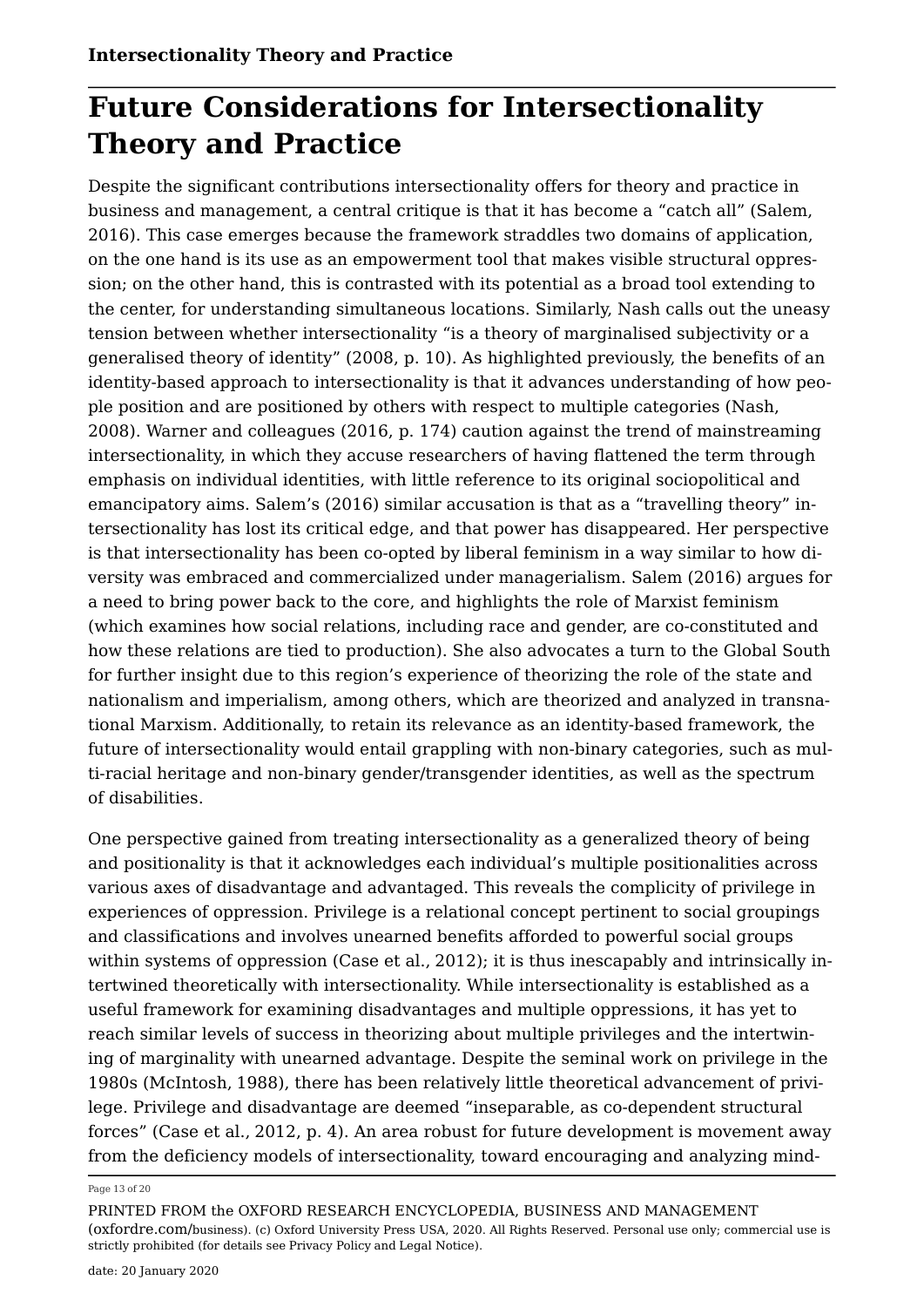# Future Considerations for Intersectionality Theory and Practice

Despite the significant contributions intersectionality offers for theory and practice in business and management, a central critique is that it has become a "catch all" (Salem, 2016). This case emerges because the framework straddles two domains of application, on the one hand is its use as an empowerment tool that makes visible structural oppression; on the other hand, this is contrasted with its potential as a broad tool extending to the center, for understanding simultaneous locations. Similarly, Nash calls out the uneasy tension between whether intersectionality "is a theory of marginalised subjectivity or a generalised theory of identity" (2008, p. 10). As highlighted previously, the benefits of an identity-based approach to intersectionality is that it advances understanding of how people position and are positioned by others with respect to multiple categories (Nash, 2008). Warner and colleagues (2016, p. 174) caution against the trend of mainstreaming intersectionality, in which they accuse researchers of having flattened the term through emphasis on individual identities, with little reference to its original sociopolitical and emancipatory aims. Salem's (2016) similar accusation is that as a "travelling theory" intersectionality has lost its critical edge, and that power has disappeared. Her perspective is that intersectionality has been co-opted by liberal feminism in a way similar to how diversity was embraced and commercialized under managerialism. Salem (2016) argues for a need to bring power back to the core, and highlights the role of Marxist feminism (which examines how social relations, including race and gender, are co-constituted and how these relations are tied to production). She also advocates a turn to the Global South for further insight due to this region's experience of theorizing the role of the state and nationalism and imperialism, among others, which are theorized and analyzed in transnational Marxism. Additionally, to retain its relevance as an identity-based framework, the future of intersectionality would entail grappling with non-binary categories, such as multi-racial heritage and non-binary gender/transgender identities, as well as the spectrum of disabilities.

One perspective gained from treating intersectionality as a generalized theory of being and positionality is that it acknowledges each individual's multiple positionalities across various axes of disadvantage and advantaged. This reveals the complicity of privilege in experiences of oppression. Privilege is a relational concept pertinent to social groupings and classifications and involves unearned benefits afforded to powerful social groups within systems of oppression (Case et al., 2012); it is thus inescapably and intrinsically intertwined theoretically with intersectionality. While intersectionality is established as a useful framework for examining disadvantages and multiple oppressions, it has yet to reach similar levels of success in theorizing about multiple privileges and the intertwining of marginality with unearned advantage. Despite the seminal work on privilege in the 1980s (McIntosh, 1988), there has been relatively little theoretical advancement of privilege. Privilege and disadvantage are deemed "inseparable, as co-dependent structural forces" (Case et al., 2012, p. 4). An area robust for future development is movement away from the deficiency models of intersectionality, toward encouraging and analyzing mind-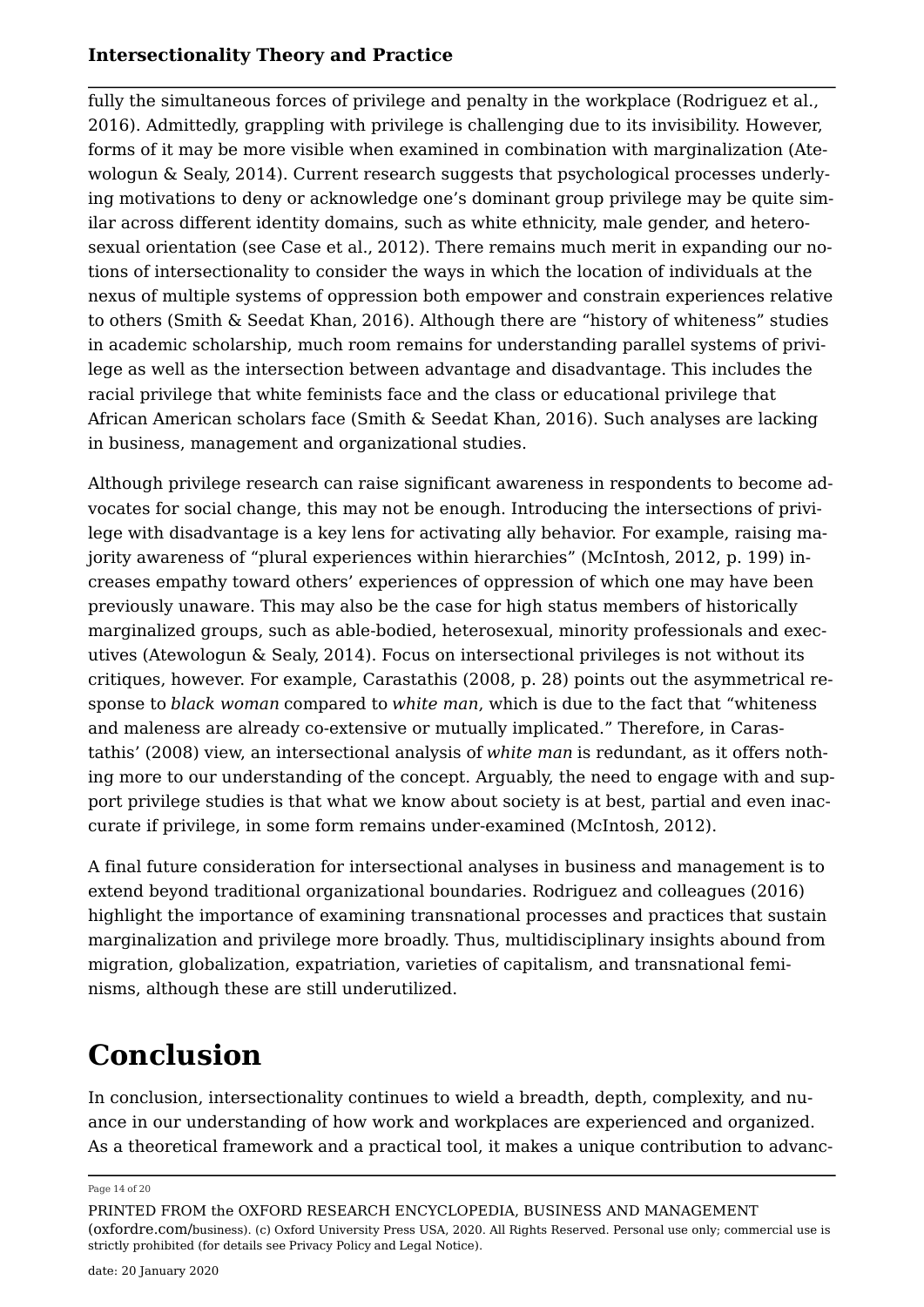fully the simultaneous forces of privilege and penalty in the workplace (Rodriguez et al., 2016). Admittedly, grappling with privilege is challenging due to its invisibility. However, forms of it may be more visible when examined in combination with marginalization (Atewologun & Sealy, 2014). Current research suggests that psychological processes underlying motivations to deny or acknowledge one's dominant group privilege may be quite similar across different identity domains, such as white ethnicity, male gender, and heterosexual orientation (see Case et al., 2012). There remains much merit in expanding our notions of intersectionality to consider the ways in which the location of individuals at the nexus of multiple systems of oppression both empower and constrain experiences relative to others (Smith & Seedat Khan, 2016). Although there are "history of whiteness" studies in academic scholarship, much room remains for understanding parallel systems of privilege as well as the intersection between advantage and disadvantage. This includes the racial privilege that white feminists face and the class or educational privilege that African American scholars face (Smith & Seedat Khan, 2016). Such analyses are lacking in business, management and organizational studies.

Although privilege research can raise significant awareness in respondents to become advocates for social change, this may not be enough. Introducing the intersections of privilege with disadvantage is a key lens for activating ally behavior. For example, raising majority awareness of "plural experiences within hierarchies" (McIntosh, 2012, p. 199) increases empathy toward others' experiences of oppression of which one may have been previously unaware. This may also be the case for high status members of historically marginalized groups, such as able-bodied, heterosexual, minority professionals and executives (Atewologun & Sealy, 2014). Focus on intersectional privileges is not without its critiques, however. For example, Carastathis (2008, p. 28) points out the asymmetrical response to *black woman* compared to *white man*, which is due to the fact that "whiteness and maleness are already co-extensive or mutually implicated." Therefore, in Carastathis' (2008) view, an intersectional analysis of *white man* is redundant, as it offers nothing more to our understanding of the concept. Arguably, the need to engage with and support privilege studies is that what we know about society is at best, partial and even inaccurate if privilege, in some form remains under-examined (McIntosh, 2012).

A final future consideration for intersectional analyses in business and management is to extend beyond traditional organizational boundaries. Rodriguez and colleagues (2016) highlight the importance of examining transnational processes and practices that sustain marginalization and privilege more broadly. Thus, multidisciplinary insights abound from migration, globalization, expatriation, varieties of capitalism, and transnational feminisms, although these are still underutilized.

# Conclusion

In conclusion, intersectionality continues to wield a breadth, depth, complexity, and nuance in our understanding of how work and workplaces are experienced and organized. As a theoretical framework and a practical tool, it makes a unique contribution to advanc-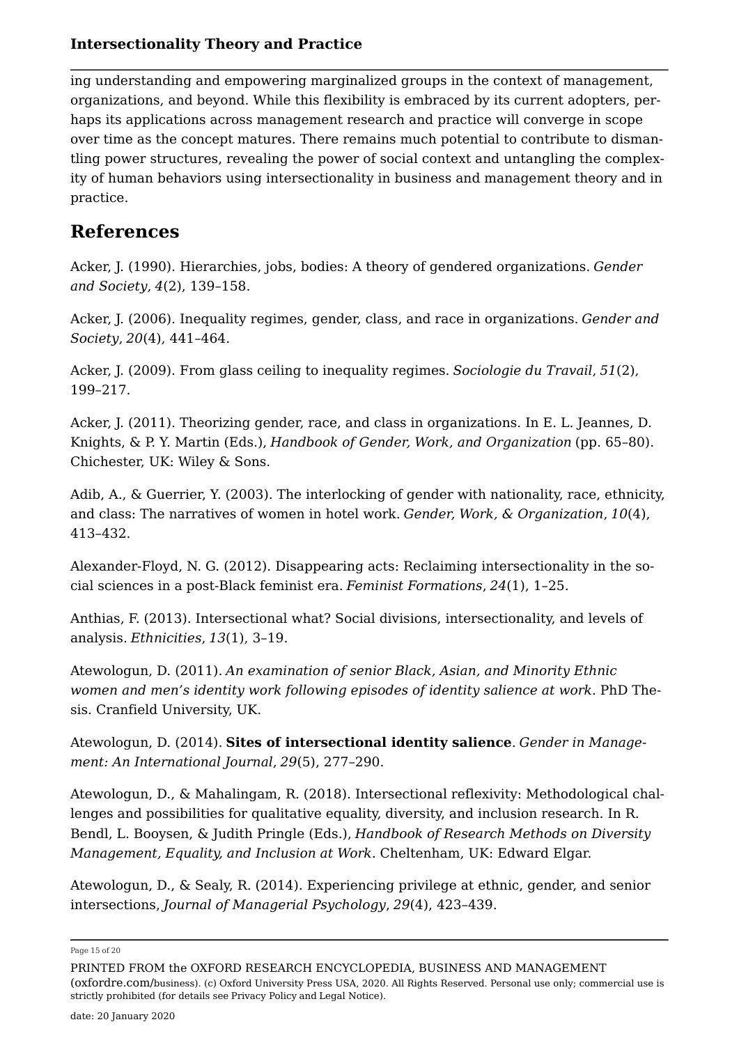ing understanding and empowering marginalized groups in the context of management, organizations, and beyond. While this flexibility is embraced by its current adopters, perhaps its applications across management research and practice will converge in scope over time as the concept matures. There remains much potential to contribute to dismantling power structures, revealing the power of social context and untangling the complexity of human behaviors using intersectionality in business and management theory and in practice.

## References

Acker, J. (1990). Hierarchies, jobs, bodies: A theory of gendered organizations. *Gender and Society*, *4*(2), 139–158.

Acker, J. (2006). Inequality regimes, gender, class, and race in organizations. *Gender and Society*, *20*(4), 441–464.

Acker, J. (2009). From glass ceiling to inequality regimes. *Sociologie du Travail*, *51*(2), 199–217.

Acker, J. (2011). Theorizing gender, race, and class in organizations. In E. L. Jeannes, D. Knights, & P. Y. Martin (Eds.), *Handbook of Gender, Work, and Organization* (pp. 65–80). Chichester, UK: Wiley & Sons.

Adib, A., & Guerrier, Y. (2003). The interlocking of gender with nationality, race, ethnicity, and class: The narratives of women in hotel work. *Gender, Work, & Organization*, *10*(4), 413–432.

Alexander-Floyd, N. G. (2012). Disappearing acts: Reclaiming intersectionality in the social sciences in a post-Black feminist era. *Feminist Formations*, *24*(1), 1–25.

Anthias, F. (2013). Intersectional what? Social divisions, intersectionality, and levels of analysis. *Ethnicities*, *13*(1), 3–19.

Atewologun, D. (2011). *An examination of senior Black, Asian, and Minority Ethnic women and men's identity work following episodes of identity salience at work*. PhD Thesis. Cranfield University, UK.

Atewologun, D. (2014). **Sites of intersectional identity salience**. *Gender in Management: An International Journal*, *29*(5), 277–290.

Atewologun, D., & Mahalingam, R. (2018). Intersectional reflexivity: Methodological challenges and possibilities for qualitative equality, diversity, and inclusion research. In R. Bendl, L. Booysen, & Judith Pringle (Eds.), *Handbook of Research Methods on Diversity Management, Equality, and Inclusion at Work*. Cheltenham, UK: Edward Elgar.

Atewologun, D., & Sealy, R. (2014). Experiencing privilege at ethnic, gender, and senior intersections, *Journal of Managerial Psychology*, *29*(4), 423–439.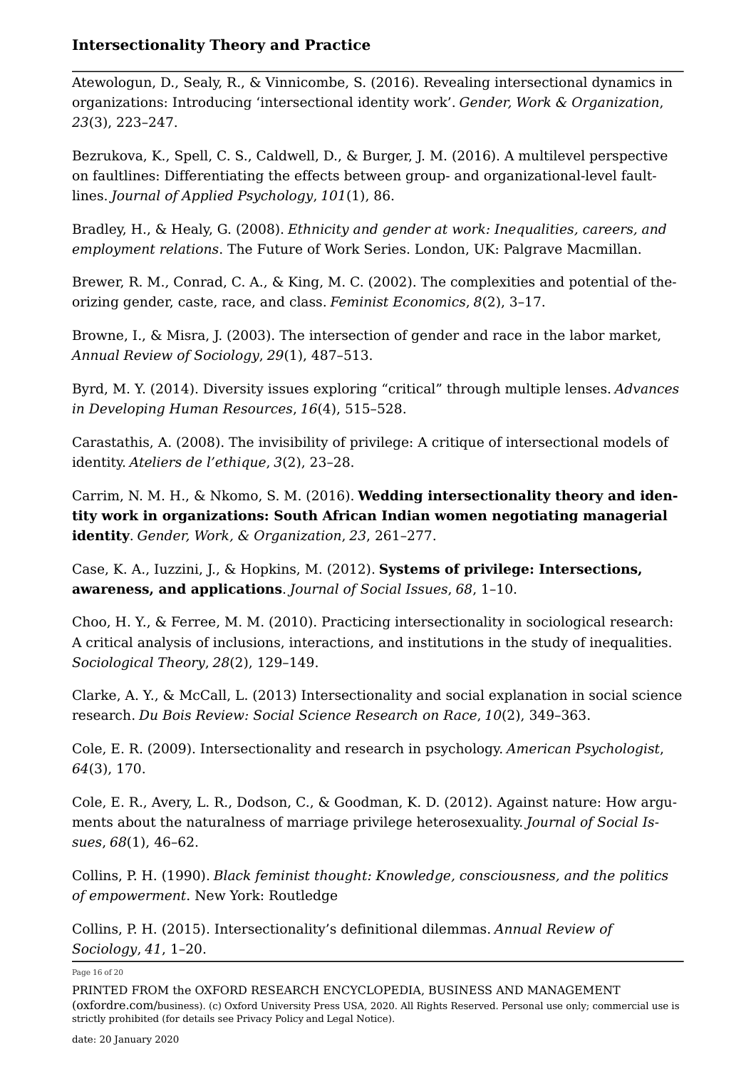Atewologun, D., Sealy, R., & Vinnicombe, S. (2016). Revealing intersectional dynamics in organizations: Introducing 'intersectional identity work'. *Gender, Work & Organization*, *23*(3), 223–247.

Bezrukova, K., Spell, C. S., Caldwell, D., & Burger, J. M. (2016). A multilevel perspective on faultlines: Differentiating the effects between group- and organizational-level faultlines. *Journal of Applied Psychology*, *101*(1), 86.

Bradley, H., & Healy, G. (2008). *Ethnicity and gender at work: Inequalities, careers, and employment relations*. The Future of Work Series. London, UK: Palgrave Macmillan.

Brewer, R. M., Conrad, C. A., & King, M. C. (2002). The complexities and potential of theorizing gender, caste, race, and class. *Feminist Economics*, *8*(2), 3–17.

Browne, I., & Misra, J. (2003). The intersection of gender and race in the labor market, *Annual Review of Sociology*, *29*(1), 487–513.

Byrd, M. Y. (2014). Diversity issues exploring "critical" through multiple lenses. *Advances in Developing Human Resources*, *16*(4), 515–528.

Carastathis, A. (2008). The invisibility of privilege: A critique of intersectional models of identity. *Ateliers de l'ethique*, *3*(2), 23–28.

Carrim, N. M. H., & Nkomo, S. M. (2016). **Wedding intersectionality theory and identity work in organizations: South African Indian women negotiating managerial identity**. *Gender, Work, & Organization*, *23*, 261–277.

Case, K. A., Iuzzini, J., & Hopkins, M. (2012). **Systems of privilege: Intersections, awareness, and applications**. *Journal of Social Issues*, *68*, 1–10.

Choo, H. Y., & Ferree, M. M. (2010). Practicing intersectionality in sociological research: A critical analysis of inclusions, interactions, and institutions in the study of inequalities. *Sociological Theory*, *28*(2), 129–149.

Clarke, A. Y., & McCall, L. (2013) Intersectionality and social explanation in social science research. *Du Bois Review: Social Science Research on Race*, *10*(2), 349–363.

Cole, E. R. (2009). Intersectionality and research in psychology. *American Psychologist*, *64*(3), 170.

Cole, E. R., Avery, L. R., Dodson, C., & Goodman, K. D. (2012). Against nature: How arguments about the naturalness of marriage privilege heterosexuality. *Journal of Social Issues*, *68*(1), 46–62.

Collins, P. H. (1990). *Black feminist thought: Knowledge, consciousness, and the politics of empowerment*. New York: Routledge

Collins, P. H. (2015). Intersectionality's definitional dilemmas. *Annual Review of Sociology*, *41*, 1–20.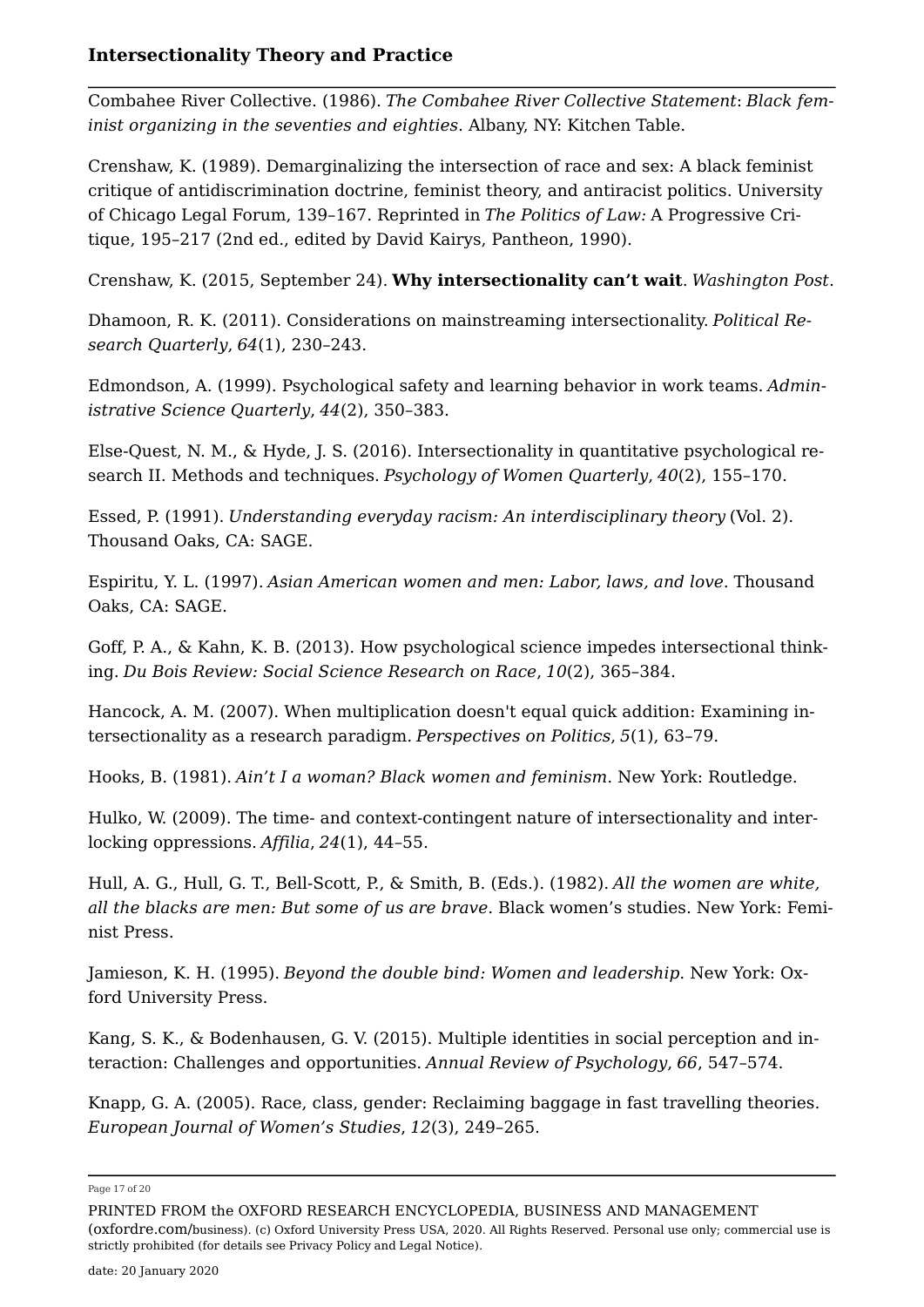Combahee River Collective. (1986). *The Combahee River Collective Statement*: *Black feminist organizing in the seventies and eighties*. Albany, NY: Kitchen Table.

Crenshaw, K. (1989). Demarginalizing the intersection of race and sex: A black feminist critique of antidiscrimination doctrine, feminist theory, and antiracist politics. University of Chicago Legal Forum, 139–167. Reprinted in *The Politics of Law:* A Progressive Critique, 195–217 (2nd ed., edited by David Kairys, Pantheon, 1990).

Crenshaw, K. (2015, September 24). **Why intersectionality can't wait**. *Washington Post*.

Dhamoon, R. K. (2011). Considerations on mainstreaming intersectionality. *Political Research Quarterly*, *64*(1), 230–243.

Edmondson, A. (1999). Psychological safety and learning behavior in work teams. *Administrative Science Quarterly*, *44*(2), 350–383.

Else-Quest, N. M., & Hyde, J. S. (2016). Intersectionality in quantitative psychological research II. Methods and techniques. *Psychology of Women Quarterly*, *40*(2), 155–170.

Essed, P. (1991). *Understanding everyday racism: An interdisciplinary theory* (Vol. 2). Thousand Oaks, CA: SAGE.

Espiritu, Y. L. (1997). *Asian American women and men: Labor, laws, and love*. Thousand Oaks, CA: SAGE.

Goff, P. A., & Kahn, K. B. (2013). How psychological science impedes intersectional thinking. *Du Bois Review: Social Science Research on Race*, *10*(2), 365–384.

Hancock, A. M. (2007). When multiplication doesn't equal quick addition: Examining intersectionality as a research paradigm. *Perspectives on Politics*, *5*(1), 63–79.

Hooks, B. (1981). *Ain't I a woman? Black women and feminism*. New York: Routledge.

Hulko, W. (2009). The time- and context-contingent nature of intersectionality and interlocking oppressions. *Affilia*, *24*(1), 44–55.

Hull, A. G., Hull, G. T., Bell-Scott, P., & Smith, B. (Eds.). (1982). *All the women are white, all the blacks are men: But some of us are brave*. Black women's studies. New York: Feminist Press.

Jamieson, K. H. (1995). *Beyond the double bind: Women and leadership*. New York: Oxford University Press.

Kang, S. K., & Bodenhausen, G. V. (2015). Multiple identities in social perception and interaction: Challenges and opportunities. *Annual Review of Psychology*, *66*, 547–574.

Knapp, G. A. (2005). Race, class, gender: Reclaiming baggage in fast travelling theories. *European Journal of Women's Studies*, *12*(3), 249–265.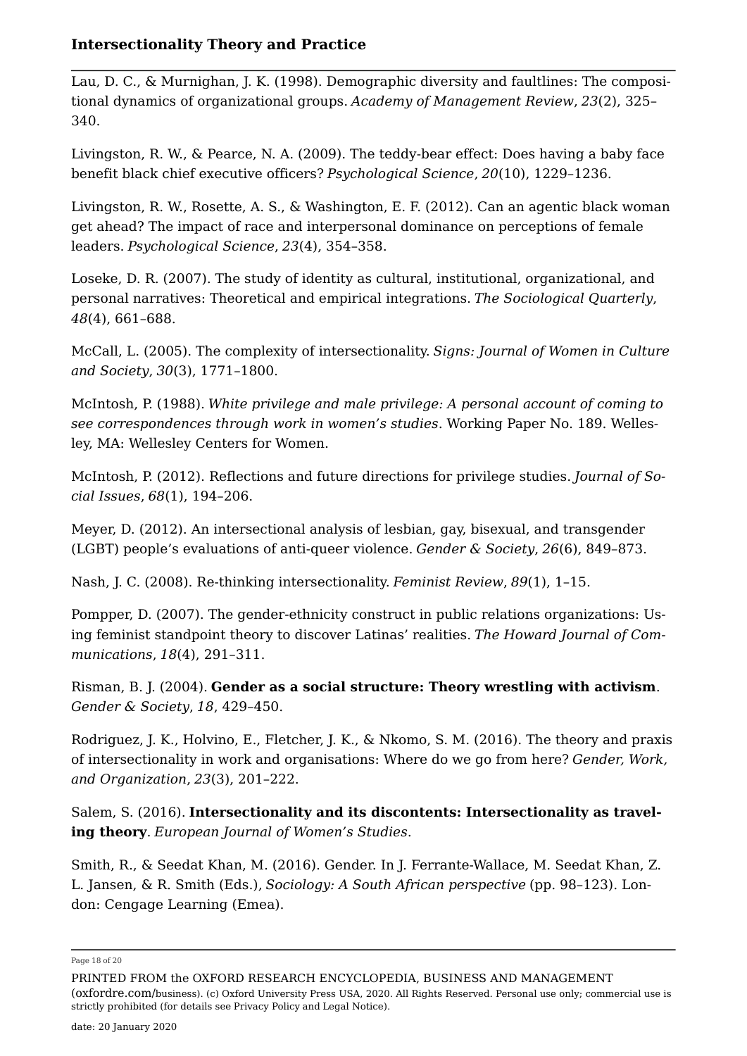Lau, D. C., & Murnighan, J. K. (1998). Demographic diversity and faultlines: The compositional dynamics of organizational groups. *Academy of Management Review*, *23*(2), 325–340.

Livingston, R. W., & Pearce, N. A. (2009). The teddy-bear effect: Does having a baby face benefit black chief executive officers? *Psychological Science*, *20*(10), 1229–1236.

Livingston, R. W., Rosette, A. S., & Washington, E. F. (2012). Can an agentic black woman get ahead? The impact of race and interpersonal dominance on perceptions of female leaders. *Psychological Science*, *23*(4), 354–358.

Loseke, D. R. (2007). The study of identity as cultural, institutional, organizational, and personal narratives: Theoretical and empirical integrations. *The Sociological Quarterly*, *48*(4), 661–688.

McCall, L. (2005). The complexity of intersectionality. *Signs: Journal of Women in Culture and Society*, *30*(3), 1771–1800.

McIntosh, P. (1988). *White privilege and male privilege: A personal account of coming to see correspondences through work in women's studies*. Working Paper No. 189. Wellesley, MA: Wellesley Centers for Women.

McIntosh, P. (2012). Reflections and future directions for privilege studies. *Journal of Social Issues*, *68*(1), 194–206.

Meyer, D. (2012). An intersectional analysis of lesbian, gay, bisexual, and transgender (LGBT) people's evaluations of anti-queer violence. *Gender & Society*, *26*(6), 849–873.

Nash, J. C. (2008). Re-thinking intersectionality. *Feminist Review*, *89*(1), 1–15.

Pompper, D. (2007). The gender-ethnicity construct in public relations organizations: Using feminist standpoint theory to discover Latinas' realities. *The Howard Journal of Communications*, *18*(4), 291–311.

Risman, B. J. (2004). **Gender as a social structure: Theory wrestling with activism**. *Gender & Society*, *18*, 429–450.

Rodriguez, J. K., Holvino, E., Fletcher, J. K., & Nkomo, S. M. (2016). The theory and praxis of intersectionality in work and organisations: Where do we go from here? *Gender, Work, and Organization*, *23*(3), 201–222.

Salem, S. (2016). **Intersectionality and its discontents: Intersectionality as traveling theory**. *European Journal of Women's Studies*.

Smith, R., & Seedat Khan, M. (2016). Gender. In J. Ferrante-Wallace, M. Seedat Khan, Z. L. Jansen, & R. Smith (Eds.), *Sociology: A South African perspective* (pp. 98–123). London: Cengage Learning (Emea).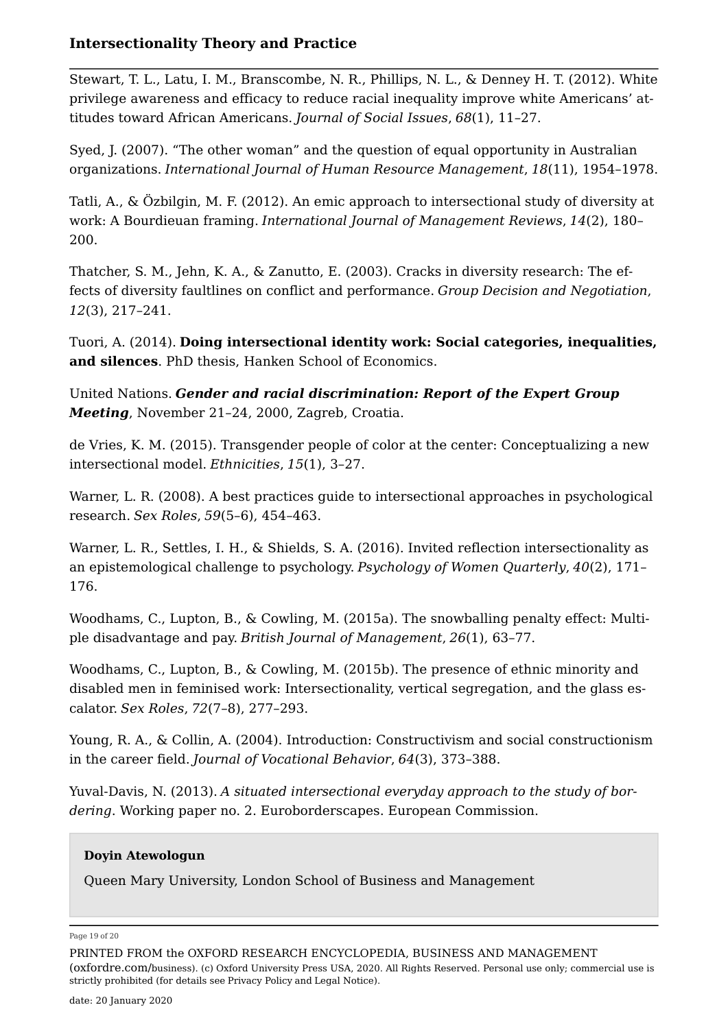Stewart, T. L., Latu, I. M., Branscombe, N. R., Phillips, N. L., & Denney H. T. (2012). White privilege awareness and efficacy to reduce racial inequality improve white Americans' attitudes toward African Americans. *Journal of Social Issues*, *68*(1), 11–27.

Syed, J. (2007). "The other woman" and the question of equal opportunity in Australian organizations. *International Journal of Human Resource Management*, *18*(11), 1954–1978.

Tatli, A., & Özbilgin, M. F. (2012). An emic approach to intersectional study of diversity at work: A Bourdieuan framing. *International Journal of Management Reviews*, *14*(2), 180–200.

Thatcher, S. M., Jehn, K. A., & Zanutto, E. (2003). Cracks in diversity research: The effects of diversity faultlines on conflict and performance. *Group Decision and Negotiation*, *12*(3), 217–241.

Tuori, A. (2014). **Doing intersectional identity work: Social categories, inequalities, and silences**. PhD thesis, Hanken School of Economics.

United Nations. ***Gender and racial discrimination: Report of the Expert Group Meeting***, November 21–24, 2000, Zagreb, Croatia.

de Vries, K. M. (2015). Transgender people of color at the center: Conceptualizing a new intersectional model. *Ethnicities*, *15*(1), 3–27.

Warner, L. R. (2008). A best practices guide to intersectional approaches in psychological research. *Sex Roles*, *59*(5–6), 454–463.

Warner, L. R., Settles, I. H., & Shields, S. A. (2016). Invited reflection intersectionality as an epistemological challenge to psychology. *Psychology of Women Quarterly*, *40*(2), 171–176.

Woodhams, C., Lupton, B., & Cowling, M. (2015a). The snowballing penalty effect: Multiple disadvantage and pay. *British Journal of Management*, *26*(1), 63–77.

Woodhams, C., Lupton, B., & Cowling, M. (2015b). The presence of ethnic minority and disabled men in feminised work: Intersectionality, vertical segregation, and the glass escalator. *Sex Roles*, *72*(7–8), 277–293.

Young, R. A., & Collin, A. (2004). Introduction: Constructivism and social constructionism in the career field. *Journal of Vocational Behavior*, *64*(3), 373–388.

Yuval-Davis, N. (2013). *A situated intersectional everyday approach to the study of bordering*. Working paper no. 2. Euroborderscapes. European Commission.

**Doyin Atewologun**

Queen Mary University, London School of Business and Management